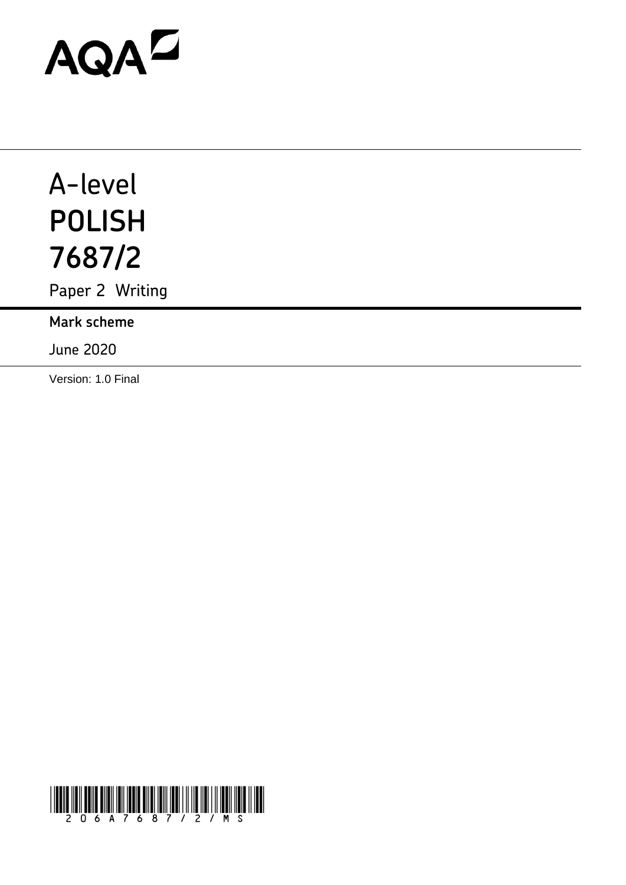AQA

# A-level
# POLISH
# 7687/2

Paper 2 Writing

**Mark scheme**

June 2020

Version: 1.0 Final

206A7687/2/MS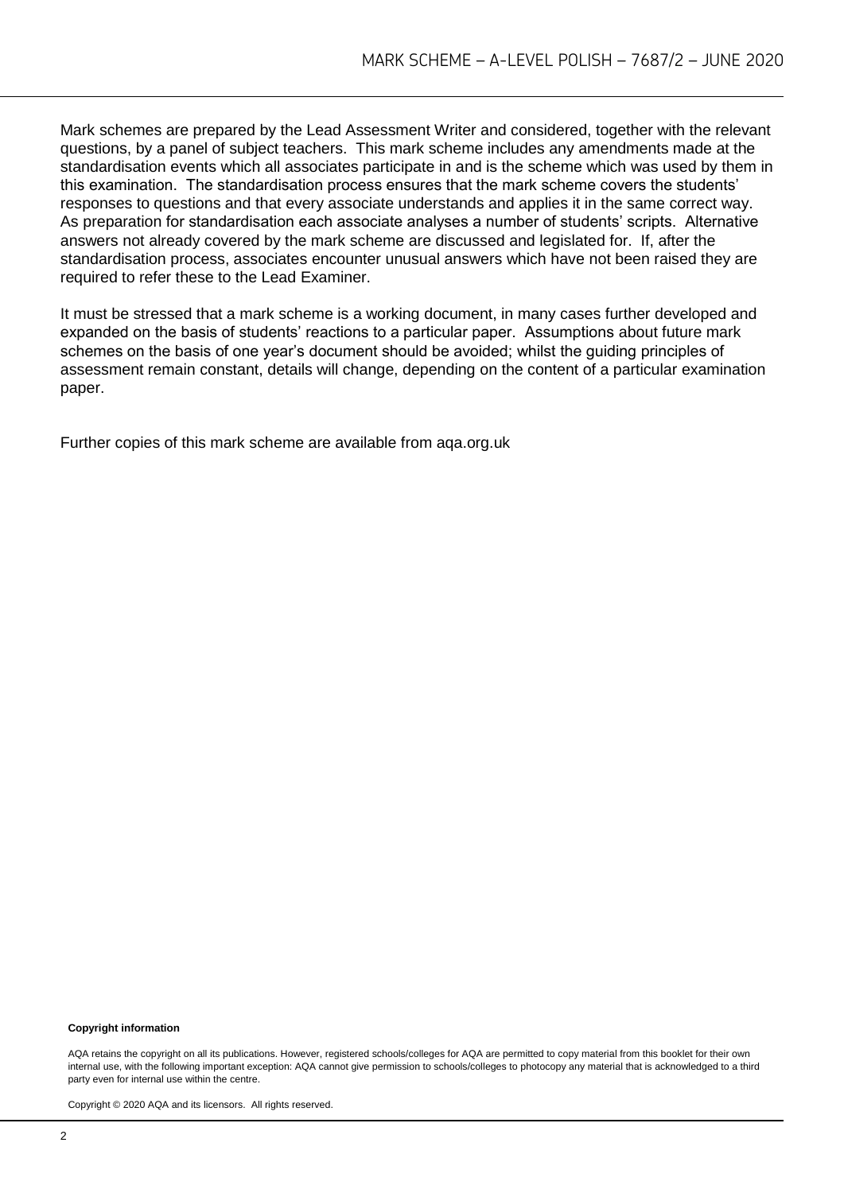Mark schemes are prepared by the Lead Assessment Writer and considered, together with the relevant questions, by a panel of subject teachers. This mark scheme includes any amendments made at the standardisation events which all associates participate in and is the scheme which was used by them in this examination. The standardisation process ensures that the mark scheme covers the students' responses to questions and that every associate understands and applies it in the same correct way. As preparation for standardisation each associate analyses a number of students' scripts. Alternative answers not already covered by the mark scheme are discussed and legislated for. If, after the standardisation process, associates encounter unusual answers which have not been raised they are required to refer these to the Lead Examiner.

It must be stressed that a mark scheme is a working document, in many cases further developed and expanded on the basis of students' reactions to a particular paper. Assumptions about future mark schemes on the basis of one year's document should be avoided; whilst the guiding principles of assessment remain constant, details will change, depending on the content of a particular examination paper.

Further copies of this mark scheme are available from aqa.org.uk

**Copyright information**

AQA retains the copyright on all its publications. However, registered schools/colleges for AQA are permitted to copy material from this booklet for their own internal use, with the following important exception: AQA cannot give permission to schools/colleges to photocopy any material that is acknowledged to a third party even for internal use within the centre.

Copyright © 2020 AQA and its licensors. All rights reserved.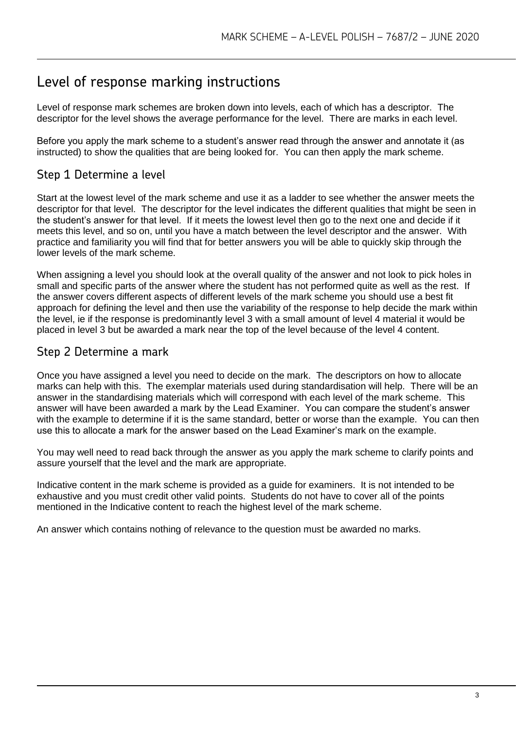# Level of response marking instructions

Level of response mark schemes are broken down into levels, each of which has a descriptor. The descriptor for the level shows the average performance for the level. There are marks in each level.

Before you apply the mark scheme to a student's answer read through the answer and annotate it (as instructed) to show the qualities that are being looked for. You can then apply the mark scheme.

## Step 1 Determine a level

Start at the lowest level of the mark scheme and use it as a ladder to see whether the answer meets the descriptor for that level. The descriptor for the level indicates the different qualities that might be seen in the student's answer for that level. If it meets the lowest level then go to the next one and decide if it meets this level, and so on, until you have a match between the level descriptor and the answer. With practice and familiarity you will find that for better answers you will be able to quickly skip through the lower levels of the mark scheme.

When assigning a level you should look at the overall quality of the answer and not look to pick holes in small and specific parts of the answer where the student has not performed quite as well as the rest. If the answer covers different aspects of different levels of the mark scheme you should use a best fit approach for defining the level and then use the variability of the response to help decide the mark within the level, ie if the response is predominantly level 3 with a small amount of level 4 material it would be placed in level 3 but be awarded a mark near the top of the level because of the level 4 content.

## Step 2 Determine a mark

Once you have assigned a level you need to decide on the mark. The descriptors on how to allocate marks can help with this. The exemplar materials used during standardisation will help. There will be an answer in the standardising materials which will correspond with each level of the mark scheme. This answer will have been awarded a mark by the Lead Examiner. You can compare the student's answer with the example to determine if it is the same standard, better or worse than the example. You can then use this to allocate a mark for the answer based on the Lead Examiner's mark on the example.

You may well need to read back through the answer as you apply the mark scheme to clarify points and assure yourself that the level and the mark are appropriate.

Indicative content in the mark scheme is provided as a guide for examiners. It is not intended to be exhaustive and you must credit other valid points. Students do not have to cover all of the points mentioned in the Indicative content to reach the highest level of the mark scheme.

An answer which contains nothing of relevance to the question must be awarded no marks.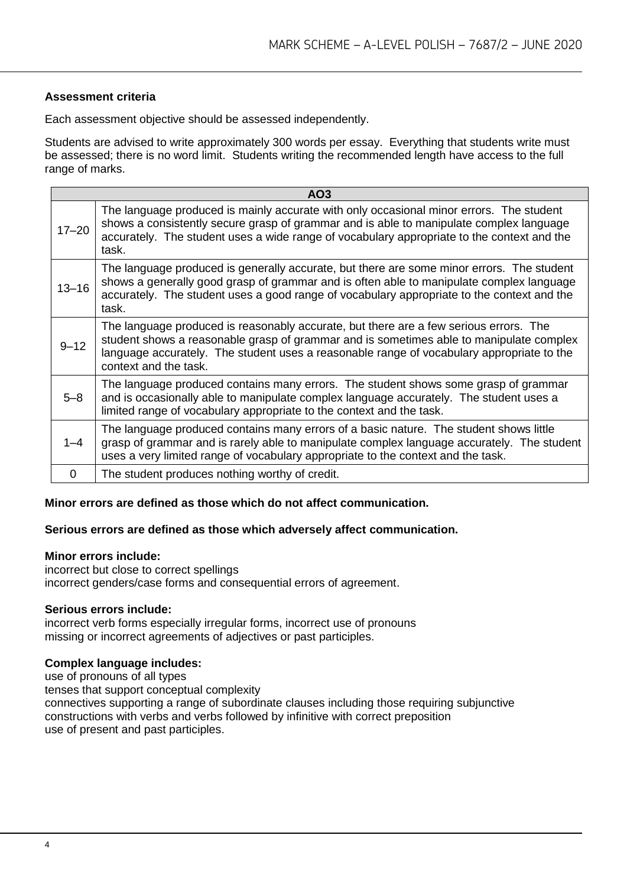**Assessment criteria**

Each assessment objective should be assessed independently.

Students are advised to write approximately 300 words per essay. Everything that students write must be assessed; there is no word limit. Students writing the recommended length have access to the full range of marks.

| AO3 | |
|---|---|
| 17–20 | The language produced is mainly accurate with only occasional minor errors. The student shows a consistently secure grasp of grammar and is able to manipulate complex language accurately. The student uses a wide range of vocabulary appropriate to the context and the task. |
| 13–16 | The language produced is generally accurate, but there are some minor errors. The student shows a generally good grasp of grammar and is often able to manipulate complex language accurately. The student uses a good range of vocabulary appropriate to the context and the task. |
| 9–12 | The language produced is reasonably accurate, but there are a few serious errors. The student shows a reasonable grasp of grammar and is sometimes able to manipulate complex language accurately. The student uses a reasonable range of vocabulary appropriate to the context and the task. |
| 5–8 | The language produced contains many errors. The student shows some grasp of grammar and is occasionally able to manipulate complex language accurately. The student uses a limited range of vocabulary appropriate to the context and the task. |
| 1–4 | The language produced contains many errors of a basic nature. The student shows little grasp of grammar and is rarely able to manipulate complex language accurately. The student uses a very limited range of vocabulary appropriate to the context and the task. |
| 0 | The student produces nothing worthy of credit. |

**Minor errors are defined as those which do not affect communication.**

**Serious errors are defined as those which adversely affect communication.**

**Minor errors include:**
incorrect but close to correct spellings
incorrect genders/case forms and consequential errors of agreement.

**Serious errors include:**
incorrect verb forms especially irregular forms, incorrect use of pronouns
missing or incorrect agreements of adjectives or past participles.

**Complex language includes:**
use of pronouns of all types
tenses that support conceptual complexity
connectives supporting a range of subordinate clauses including those requiring subjunctive
constructions with verbs and verbs followed by infinitive with correct preposition
use of present and past participles.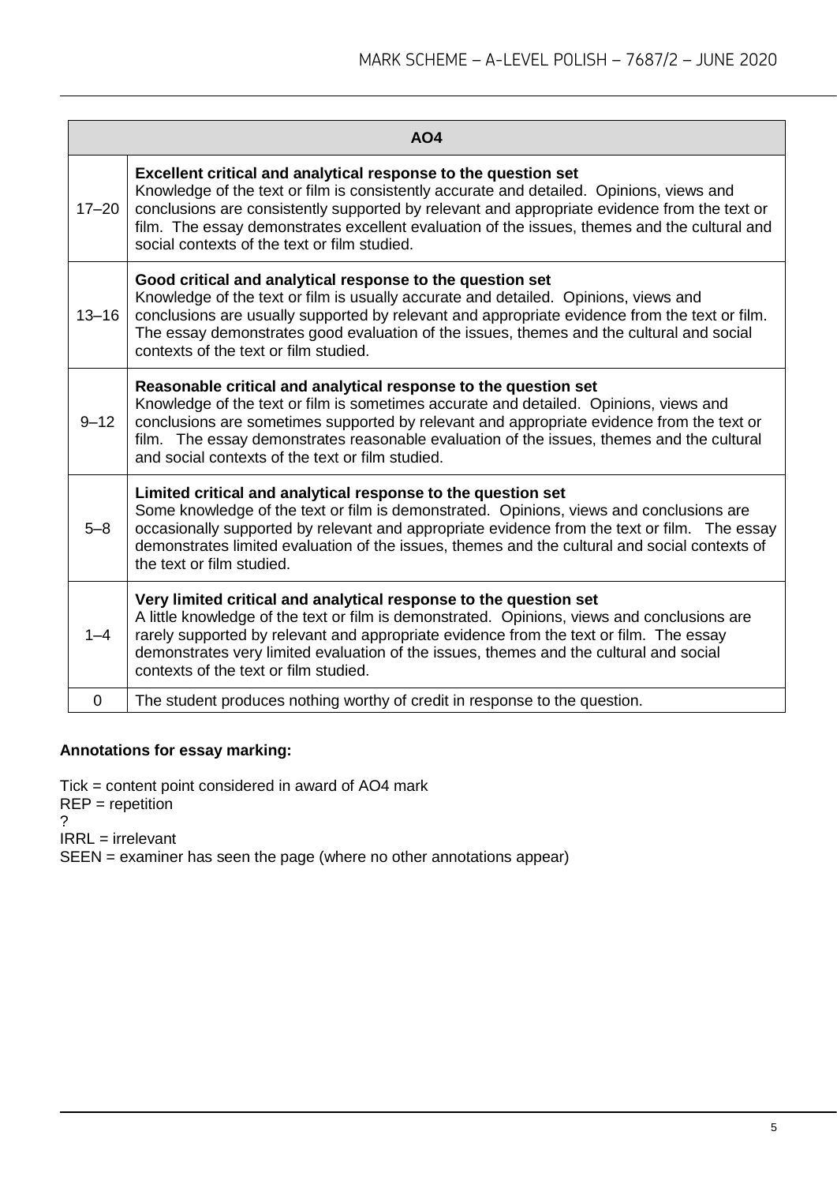| AO4 | |
|---|---|
| 17–20 | **Excellent critical and analytical response to the question set**<br>Knowledge of the text or film is consistently accurate and detailed. Opinions, views and conclusions are consistently supported by relevant and appropriate evidence from the text or film. The essay demonstrates excellent evaluation of the issues, themes and the cultural and social contexts of the text or film studied. |
| 13–16 | **Good critical and analytical response to the question set**<br>Knowledge of the text or film is usually accurate and detailed. Opinions, views and conclusions are usually supported by relevant and appropriate evidence from the text or film. The essay demonstrates good evaluation of the issues, themes and the cultural and social contexts of the text or film studied. |
| 9–12 | **Reasonable critical and analytical response to the question set**<br>Knowledge of the text or film is sometimes accurate and detailed. Opinions, views and conclusions are sometimes supported by relevant and appropriate evidence from the text or film. The essay demonstrates reasonable evaluation of the issues, themes and the cultural and social contexts of the text or film studied. |
| 5–8 | **Limited critical and analytical response to the question set**<br>Some knowledge of the text or film is demonstrated. Opinions, views and conclusions are occasionally supported by relevant and appropriate evidence from the text or film. The essay demonstrates limited evaluation of the issues, themes and the cultural and social contexts of the text or film studied. |
| 1–4 | **Very limited critical and analytical response to the question set**<br>A little knowledge of the text or film is demonstrated. Opinions, views and conclusions are rarely supported by relevant and appropriate evidence from the text or film. The essay demonstrates very limited evaluation of the issues, themes and the cultural and social contexts of the text or film studied. |
| 0 | The student produces nothing worthy of credit in response to the question. |

**Annotations for essay marking:**

Tick = content point considered in award of AO4 mark
REP = repetition
?
IRRL = irrelevant
SEEN = examiner has seen the page (where no other annotations appear)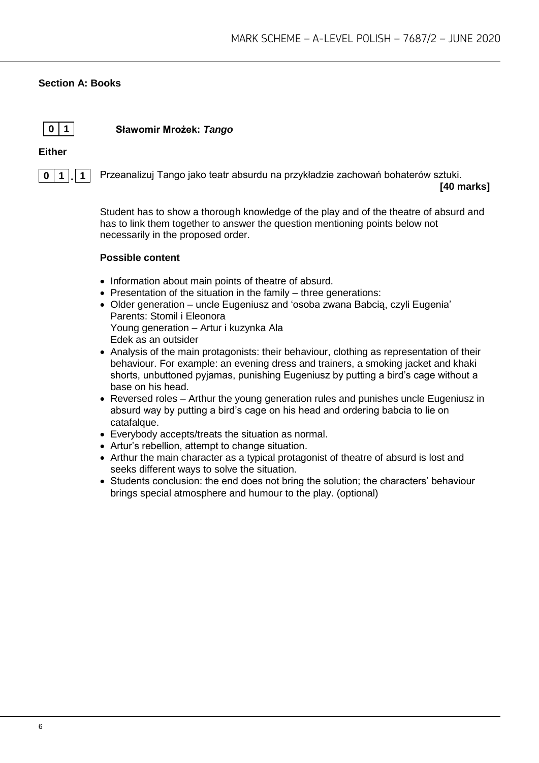**Section A: Books**

**0 1** **Sławomir Mrożek: *Tango***

**Either**

**0 1 . 1** Przeanalizuj Tango jako teatr absurdu na przykładzie zachowań bohaterów sztuki.

**[40 marks]**

Student has to show a thorough knowledge of the play and of the theatre of absurd and has to link them together to answer the question mentioning points below not necessarily in the proposed order.

**Possible content**

- Information about main points of theatre of absurd.
- Presentation of the situation in the family – three generations:
- Older generation – uncle Eugeniusz and 'osoba zwana Babcią, czyli Eugenia'
  Parents: Stomil i Eleonora
  Young generation – Artur i kuzynka Ala
  Edek as an outsider
- Analysis of the main protagonists: their behaviour, clothing as representation of their behaviour. For example: an evening dress and trainers, a smoking jacket and khaki shorts, unbuttoned pyjamas, punishing Eugeniusz by putting a bird's cage without a base on his head.
- Reversed roles – Arthur the young generation rules and punishes uncle Eugeniusz in absurd way by putting a bird's cage on his head and ordering babcia to lie on catafalque.
- Everybody accepts/treats the situation as normal.
- Artur's rebellion, attempt to change situation.
- Arthur the main character as a typical protagonist of theatre of absurd is lost and seeks different ways to solve the situation.
- Students conclusion: the end does not bring the solution; the characters' behaviour brings special atmosphere and humour to the play. (optional)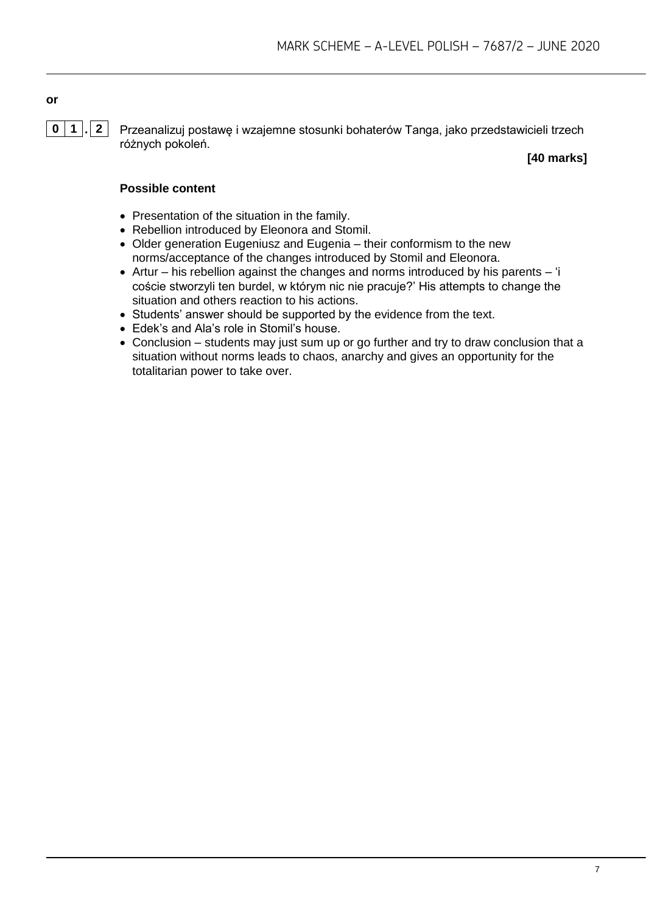**or**

**0 1 . 2** Przeanalizuj postawę i wzajemne stosunki bohaterów Tanga, jako przedstawicieli trzech różnych pokoleń.

**[40 marks]**

**Possible content**

- Presentation of the situation in the family.
- Rebellion introduced by Eleonora and Stomil.
- Older generation Eugeniusz and Eugenia – their conformism to the new norms/acceptance of the changes introduced by Stomil and Eleonora.
- Artur – his rebellion against the changes and norms introduced by his parents – 'i coście stworzyli ten burdel, w którym nic nie pracuje?' His attempts to change the situation and others reaction to his actions.
- Students' answer should be supported by the evidence from the text.
- Edek's and Ala's role in Stomil's house.
- Conclusion – students may just sum up or go further and try to draw conclusion that a situation without norms leads to chaos, anarchy and gives an opportunity for the totalitarian power to take over.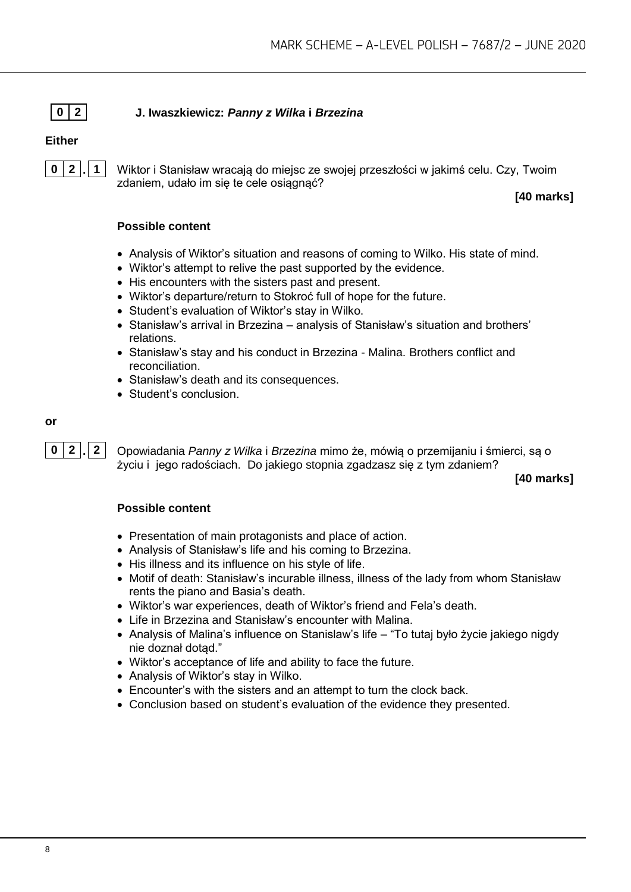## 0 2 J. Iwaszkiewicz: *Panny z Wilka* i *Brzezina*

**Either**

**0 2 . 1** Wiktor i Stanisław wracają do miejsc ze swojej przeszłości w jakimś celu. Czy, Twoim zdaniem, udało im się te cele osiągnąć?

**[40 marks]**

**Possible content**

- Analysis of Wiktor's situation and reasons of coming to Wilko. His state of mind.
- Wiktor's attempt to relive the past supported by the evidence.
- His encounters with the sisters past and present.
- Wiktor's departure/return to Stokroć full of hope for the future.
- Student's evaluation of Wiktor's stay in Wilko.
- Stanisław's arrival in Brzezina – analysis of Stanisław's situation and brothers' relations.
- Stanisław's stay and his conduct in Brzezina - Malina. Brothers conflict and reconciliation.
- Stanisław's death and its consequences.
- Student's conclusion.

**or**

**0 2 . 2** Opowiadania *Panny z Wilka* i *Brzezina* mimo że, mówią o przemijaniu i śmierci, są o życiu i jego radościach. Do jakiego stopnia zgadzasz się z tym zdaniem?

**[40 marks]**

**Possible content**

- Presentation of main protagonists and place of action.
- Analysis of Stanisław's life and his coming to Brzezina.
- His illness and its influence on his style of life.
- Motif of death: Stanisław's incurable illness, illness of the lady from whom Stanisław rents the piano and Basia's death.
- Wiktor's war experiences, death of Wiktor's friend and Fela's death.
- Life in Brzezina and Stanisław's encounter with Malina.
- Analysis of Malina's influence on Stanislaw's life – "To tutaj było życie jakiego nigdy nie doznał dotąd."
- Wiktor's acceptance of life and ability to face the future.
- Analysis of Wiktor's stay in Wilko.
- Encounter's with the sisters and an attempt to turn the clock back.
- Conclusion based on student's evaluation of the evidence they presented.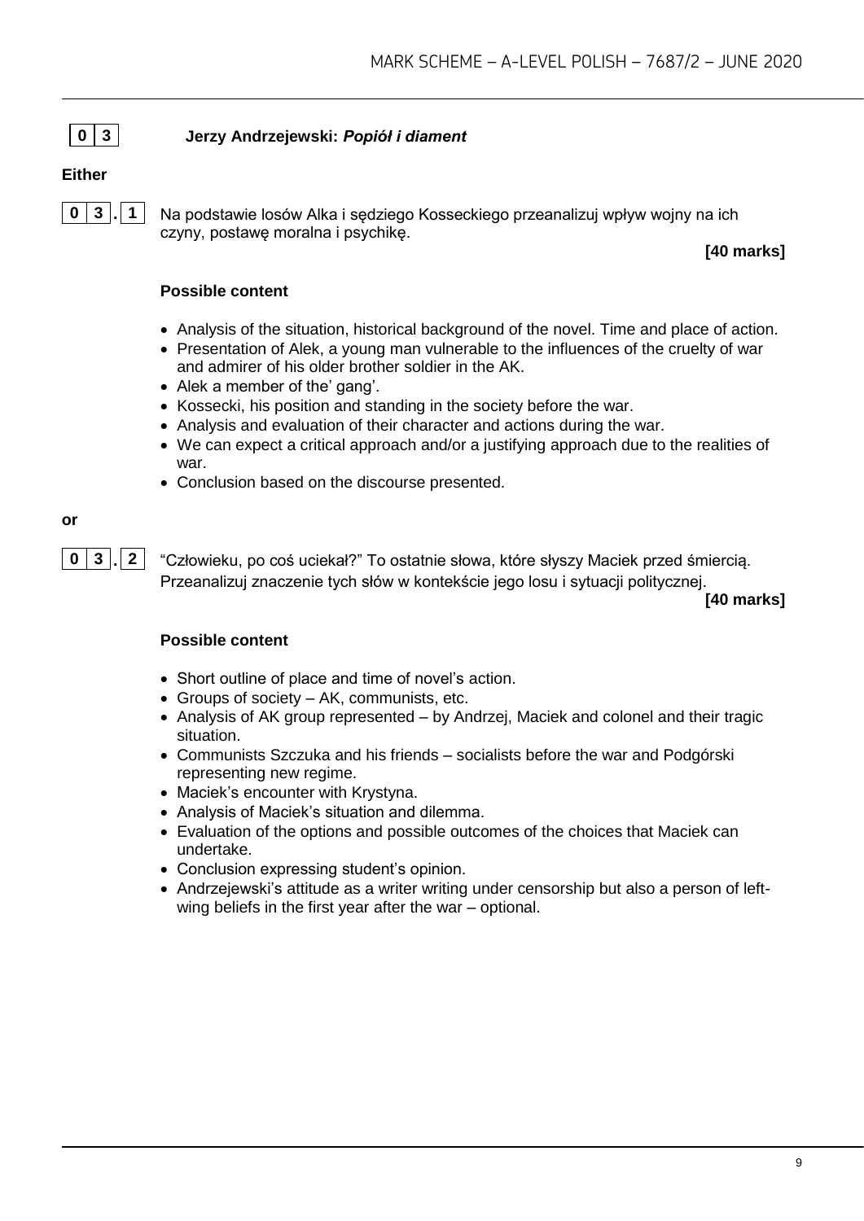## 0 3 Jerzy Andrzejewski: ***Popiół i diament***

**Either**

**0 3 . 1** Na podstawie losów Alka i sędziego Kosseckiego przeanalizuj wpływ wojny na ich czyny, postawę moralna i psychikę.

**[40 marks]**

**Possible content**

- Analysis of the situation, historical background of the novel. Time and place of action.
- Presentation of Alek, a young man vulnerable to the influences of the cruelty of war and admirer of his older brother soldier in the AK.
- Alek a member of the' gang'.
- Kossecki, his position and standing in the society before the war.
- Analysis and evaluation of their character and actions during the war.
- We can expect a critical approach and/or a justifying approach due to the realities of war.
- Conclusion based on the discourse presented.

**or**

**0 3 . 2** "Człowieku, po coś uciekał?" To ostatnie słowa, które słyszy Maciek przed śmiercią. Przeanalizuj znaczenie tych słów w kontekście jego losu i sytuacji politycznej.

**[40 marks]**

**Possible content**

- Short outline of place and time of novel's action.
- Groups of society – AK, communists, etc.
- Analysis of AK group represented – by Andrzej, Maciek and colonel and their tragic situation.
- Communists Szczuka and his friends – socialists before the war and Podgórski representing new regime.
- Maciek's encounter with Krystyna.
- Analysis of Maciek's situation and dilemma.
- Evaluation of the options and possible outcomes of the choices that Maciek can undertake.
- Conclusion expressing student's opinion.
- Andrzejewski's attitude as a writer writing under censorship but also a person of left-wing beliefs in the first year after the war – optional.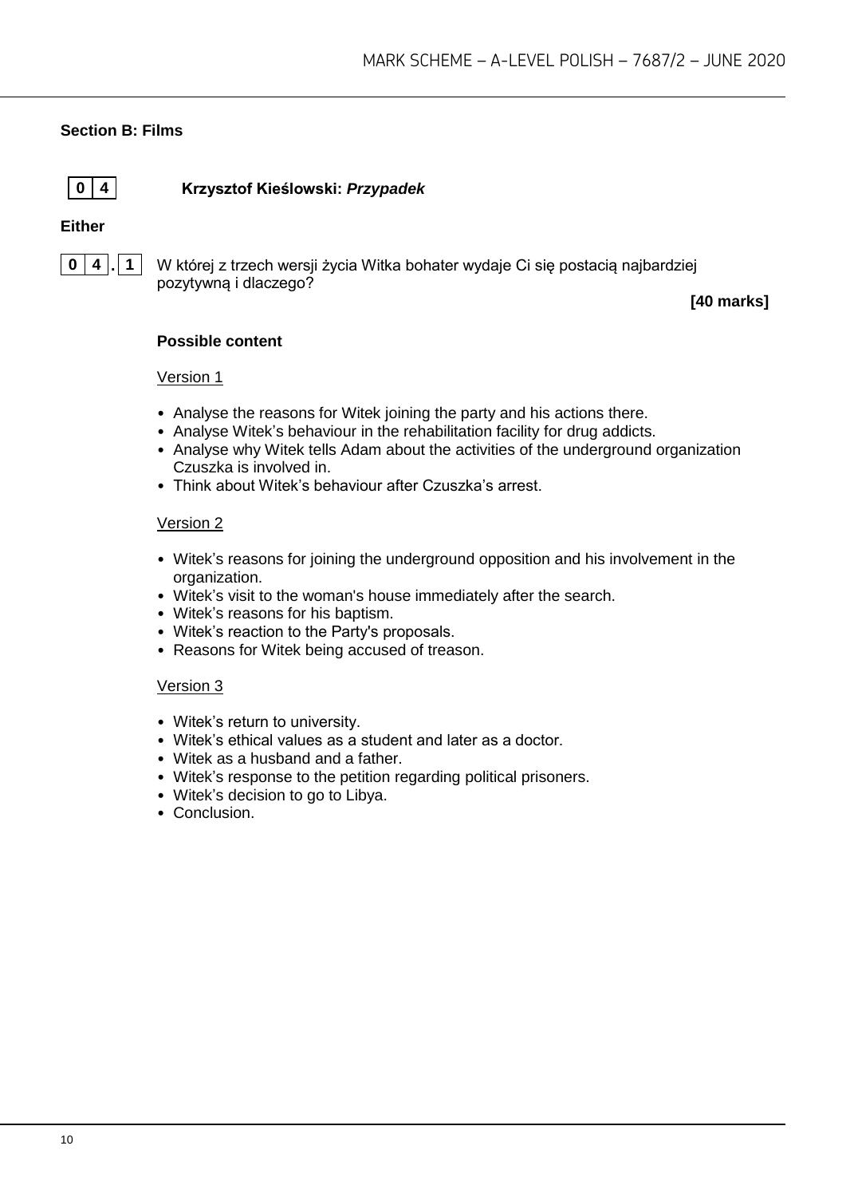## Section B: Films

**0 4** **Krzysztof Kieślowski: *Przypadek***

**Either**

**0 4 . 1** W której z trzech wersji życia Witka bohater wydaje Ci się postacią najbardziej pozytywną i dlaczego?

**[40 marks]**

**Possible content**

Version 1

- Analyse the reasons for Witek joining the party and his actions there.
- Analyse Witek's behaviour in the rehabilitation facility for drug addicts.
- Analyse why Witek tells Adam about the activities of the underground organization Czuszka is involved in.
- Think about Witek's behaviour after Czuszka's arrest.

Version 2

- Witek's reasons for joining the underground opposition and his involvement in the organization.
- Witek's visit to the woman's house immediately after the search.
- Witek's reasons for his baptism.
- Witek's reaction to the Party's proposals.
- Reasons for Witek being accused of treason.

Version 3

- Witek's return to university.
- Witek's ethical values as a student and later as a doctor.
- Witek as a husband and a father.
- Witek's response to the petition regarding political prisoners.
- Witek's decision to go to Libya.
- Conclusion.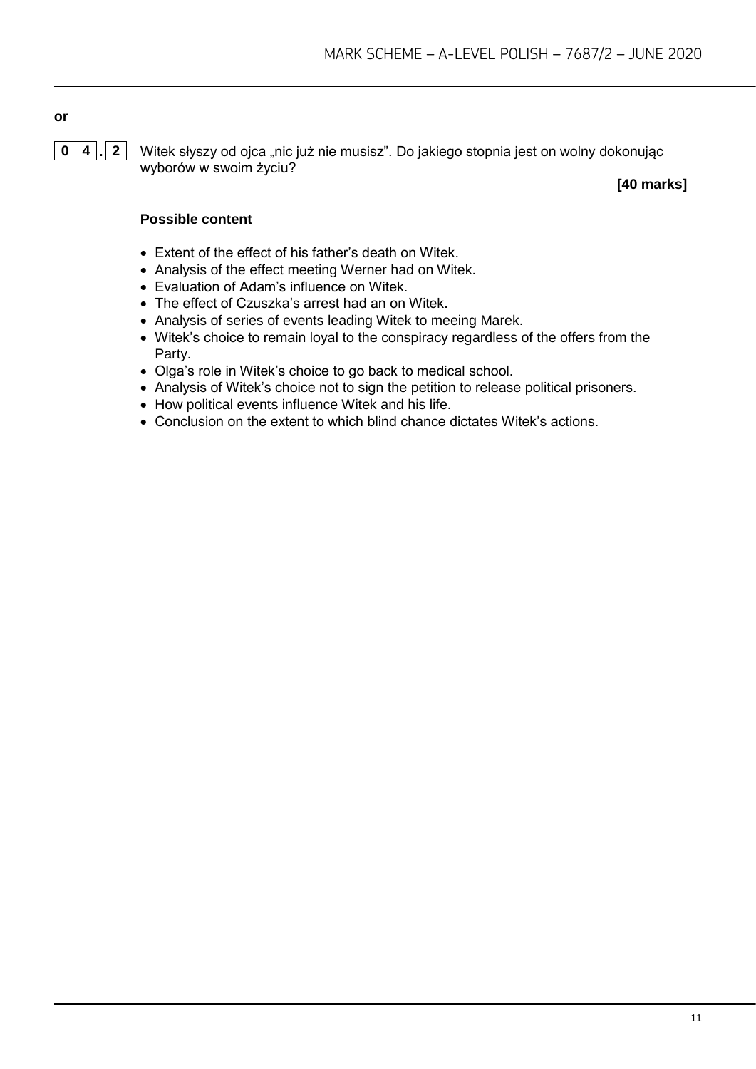**or**

**0 4 . 2** Witek słyszy od ojca „nic już nie musisz". Do jakiego stopnia jest on wolny dokonując wyborów w swoim życiu?

**[40 marks]**

**Possible content**

- Extent of the effect of his father's death on Witek.
- Analysis of the effect meeting Werner had on Witek.
- Evaluation of Adam's influence on Witek.
- The effect of Czuszka's arrest had an on Witek.
- Analysis of series of events leading Witek to meeing Marek.
- Witek's choice to remain loyal to the conspiracy regardless of the offers from the Party.
- Olga's role in Witek's choice to go back to medical school.
- Analysis of Witek's choice not to sign the petition to release political prisoners.
- How political events influence Witek and his life.
- Conclusion on the extent to which blind chance dictates Witek's actions.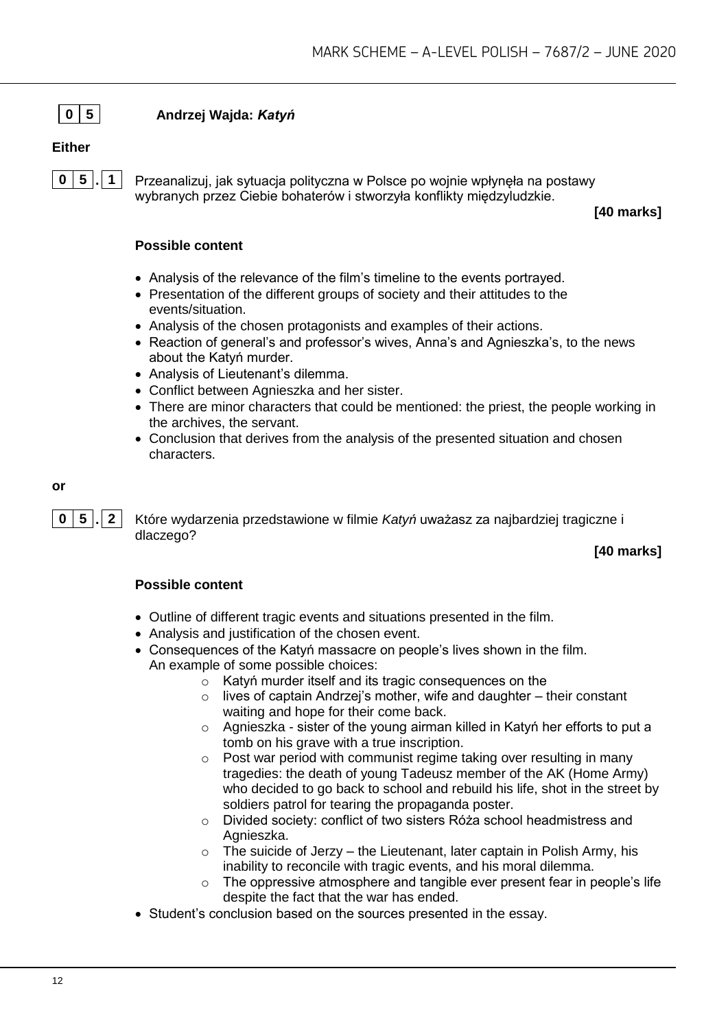## 0 5 Andrzej Wajda: *Katyń*

**Either**

**0 5 . 1** Przeanalizuj, jak sytuacja polityczna w Polsce po wojnie wpłynęła na postawy wybranych przez Ciebie bohaterów i stworzyła konflikty międzyludzkie.

**[40 marks]**

**Possible content**

- Analysis of the relevance of the film's timeline to the events portrayed.
- Presentation of the different groups of society and their attitudes to the events/situation.
- Analysis of the chosen protagonists and examples of their actions.
- Reaction of general's and professor's wives, Anna's and Agnieszka's, to the news about the Katyń murder.
- Analysis of Lieutenant's dilemma.
- Conflict between Agnieszka and her sister.
- There are minor characters that could be mentioned: the priest, the people working in the archives, the servant.
- Conclusion that derives from the analysis of the presented situation and chosen characters.

**or**

**0 5 . 2** Które wydarzenia przedstawione w filmie *Katyń* uważasz za najbardziej tragiczne i dlaczego?

**[40 marks]**

**Possible content**

- Outline of different tragic events and situations presented in the film.
- Analysis and justification of the chosen event.
- Consequences of the Katyń massacre on people's lives shown in the film.
  An example of some possible choices:
    - Katyń murder itself and its tragic consequences on the
    - lives of captain Andrzej's mother, wife and daughter – their constant waiting and hope for their come back.
    - Agnieszka - sister of the young airman killed in Katyń her efforts to put a tomb on his grave with a true inscription.
    - Post war period with communist regime taking over resulting in many tragedies: the death of young Tadeusz member of the AK (Home Army) who decided to go back to school and rebuild his life, shot in the street by soldiers patrol for tearing the propaganda poster.
    - Divided society: conflict of two sisters Róża school headmistress and Agnieszka.
    - The suicide of Jerzy – the Lieutenant, later captain in Polish Army, his inability to reconcile with tragic events, and his moral dilemma.
    - The oppressive atmosphere and tangible ever present fear in people's life despite the fact that the war has ended.
- Student's conclusion based on the sources presented in the essay.